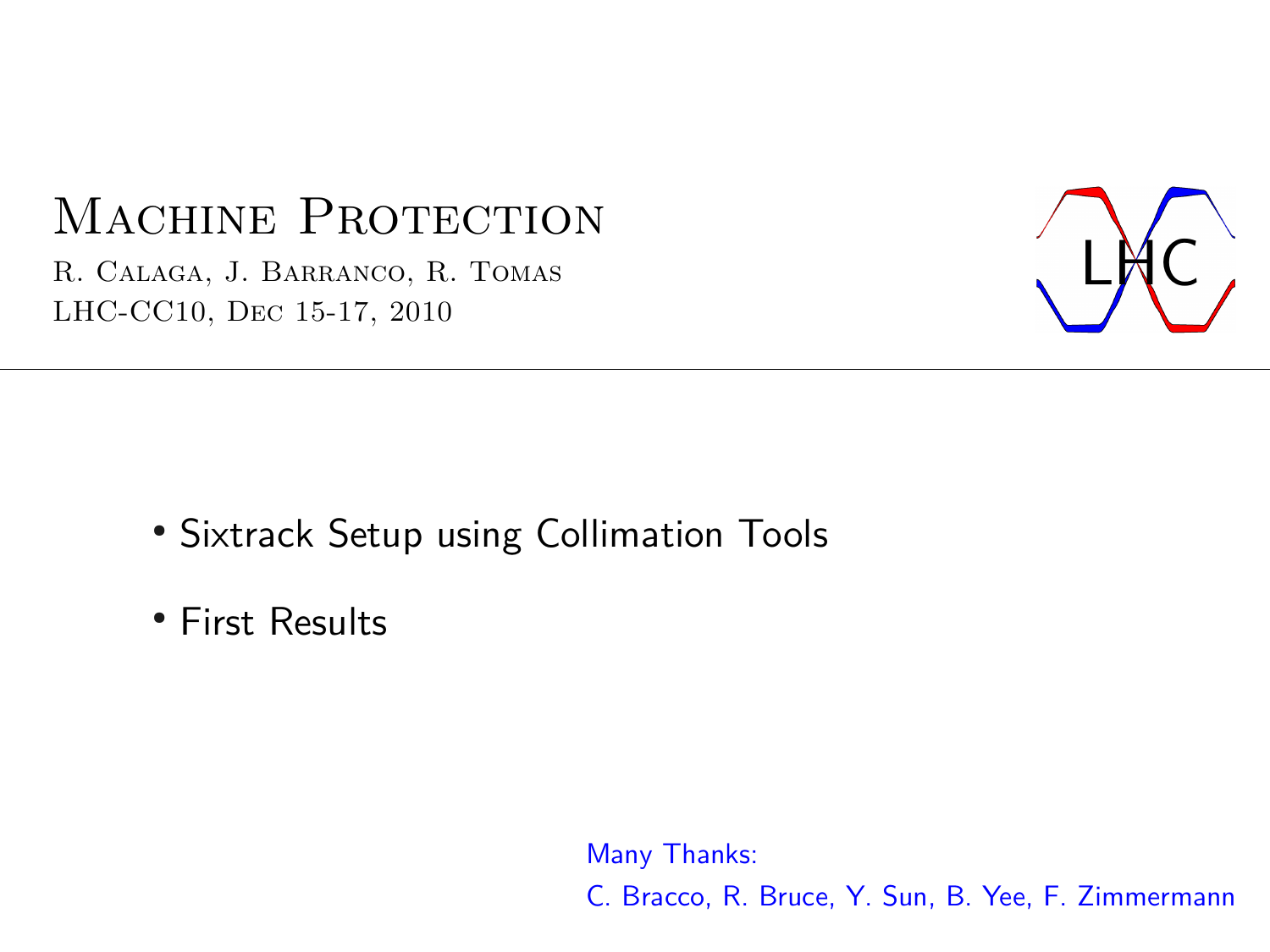# Machine Protection

R. Calaga, J. Barranco, R. Tomas

LHC-CC10, Dec 15-17, 2010

- Sixtrack Setup using Collimation Tools
- First Results

Many Thanks:

C. Bracco, R. Bruce, Y. Sun, B. Yee, F. Zimmermann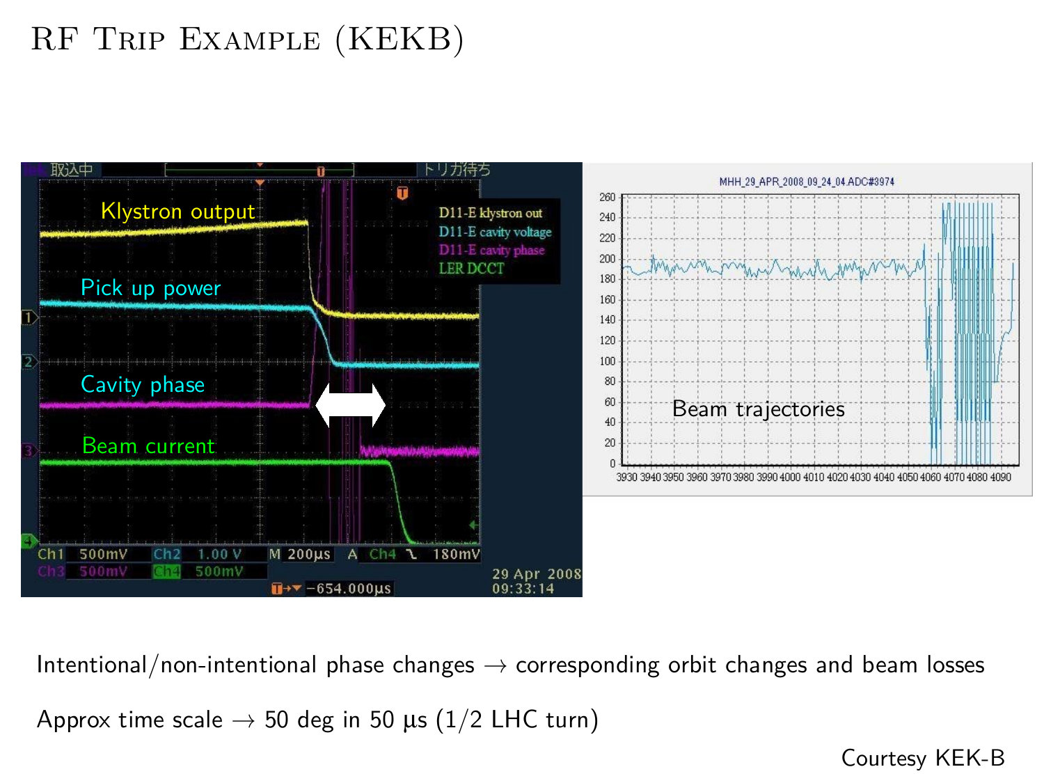# RF Trip Example (KEKB)

Intentional/non-intentional phase changes → corresponding orbit changes and beam losses

Approx time scale → 50 deg in 50 μs (1/2 LHC turn)

Courtesy KEK-B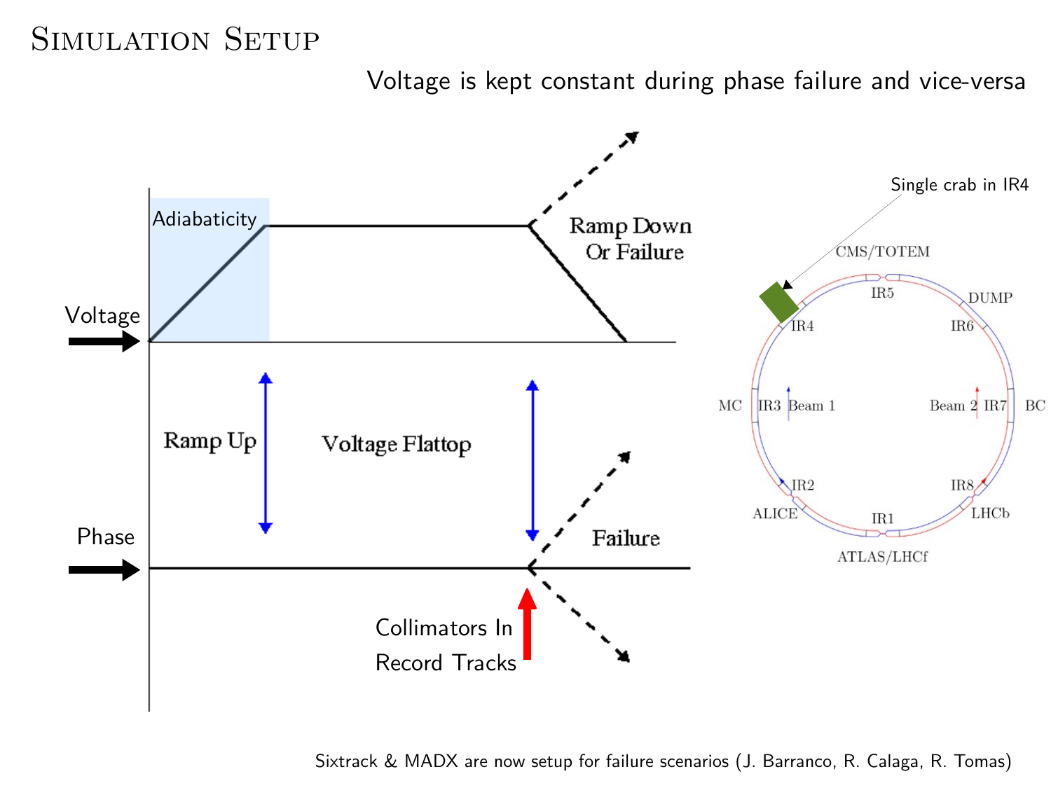# Simulation Setup

Voltage is kept constant during phase failure and vice-versa

Adiabaticity

Voltage

Ramp Down Or Failure

Ramp Up

Voltage Flattop

Phase

Failure

Collimators In

Record Tracks

Single crab in IR4

CMS/TOTEM

IR5

DUMP

IR4

IR6

MC

IR3

Beam 1

Beam 2

IR7

BC

IR2

IR8

ALICE

IR1

LHCb

ATLAS/LHCf

Sixtrack & MADX are now setup for failure scenarios (J. Barranco, R. Calaga, R. Tomas)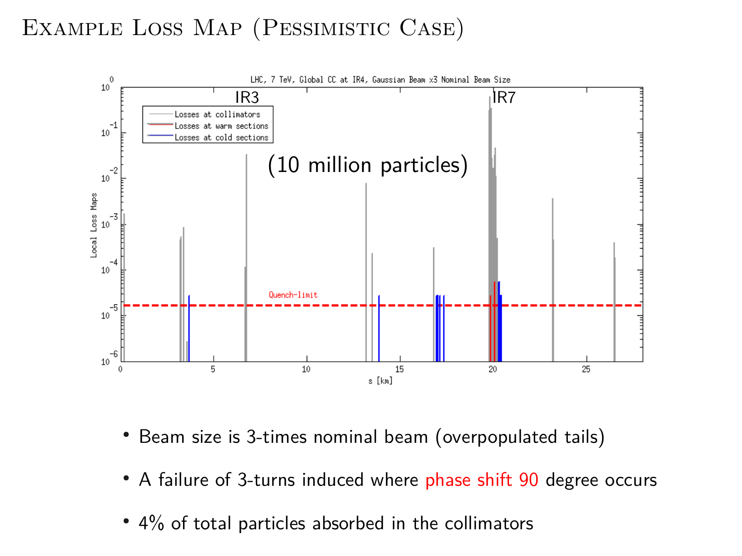# Example Loss Map (Pessimistic Case)

LHC, 7 TeV, Global CC at IR4, Gaussian Beam x3 Nominal Beam Size

IR3 IR7

(10 million particles)

- Beam size is 3-times nominal beam (overpopulated tails)
- A failure of 3-turns induced where phase shift 90 degree occurs
- 4% of total particles absorbed in the collimators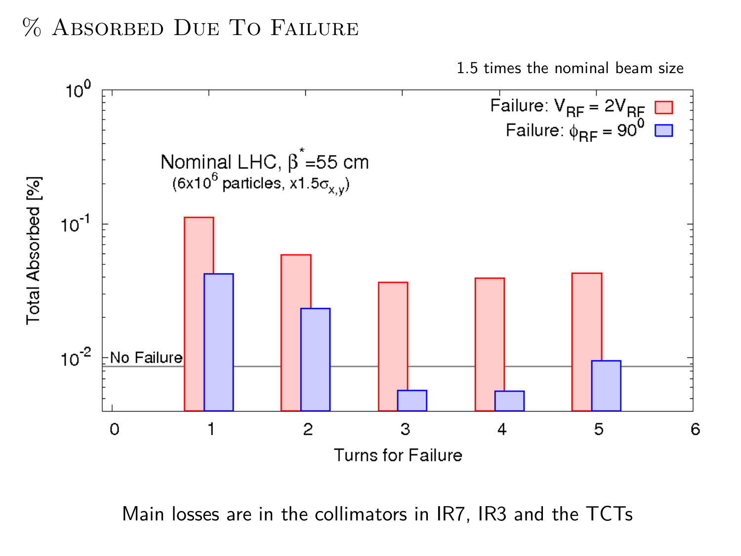# % Absorbed Due To Failure

1.5 times the nominal beam size

Nominal LHC, $\beta^*$=55 cm
($6 \times 10^6$ particles, $\times 1.5\sigma_{x,y}$)

Failure: $V_{RF} = 2V_{RF}$

Failure: $\phi_{RF} = 90^0$

No Failure

Total Absorbed [%]

Turns for Failure

Main losses are in the collimators in IR7, IR3 and the TCTs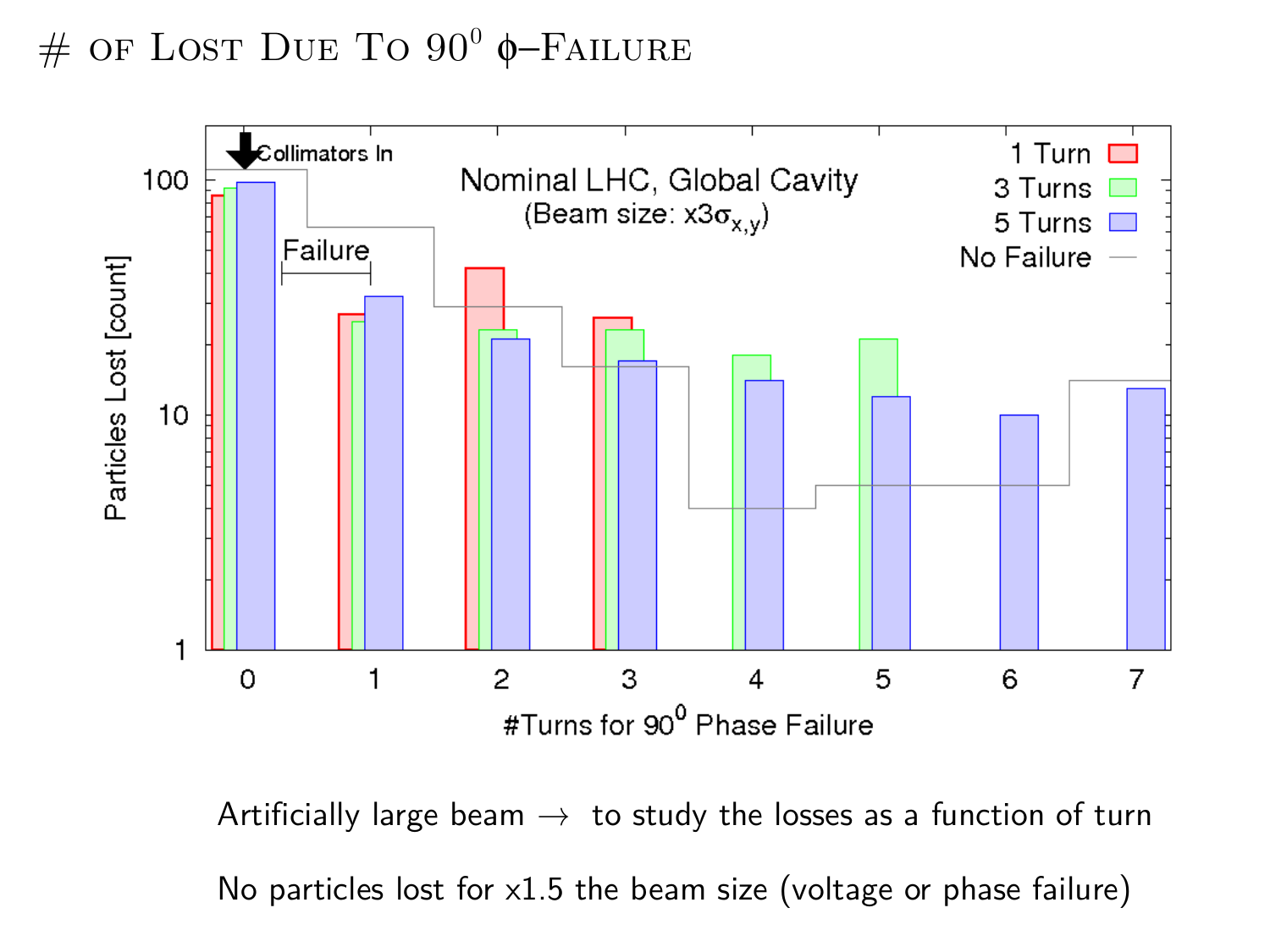# # of Lost Due To $90^0$ φ–Failure

Nominal LHC, Global Cavity

(Beam size: x3$\sigma_{x,y}$)

Collimators In

Failure

1 Turn

3 Turns

5 Turns

No Failure

Particles Lost [count]

1

10

100

0 1 2 3 4 5 6 7

#Turns for $90^0$ Phase Failure

Artificially large beam → to study the losses as a function of turn

No particles lost for x1.5 the beam size (voltage or phase failure)